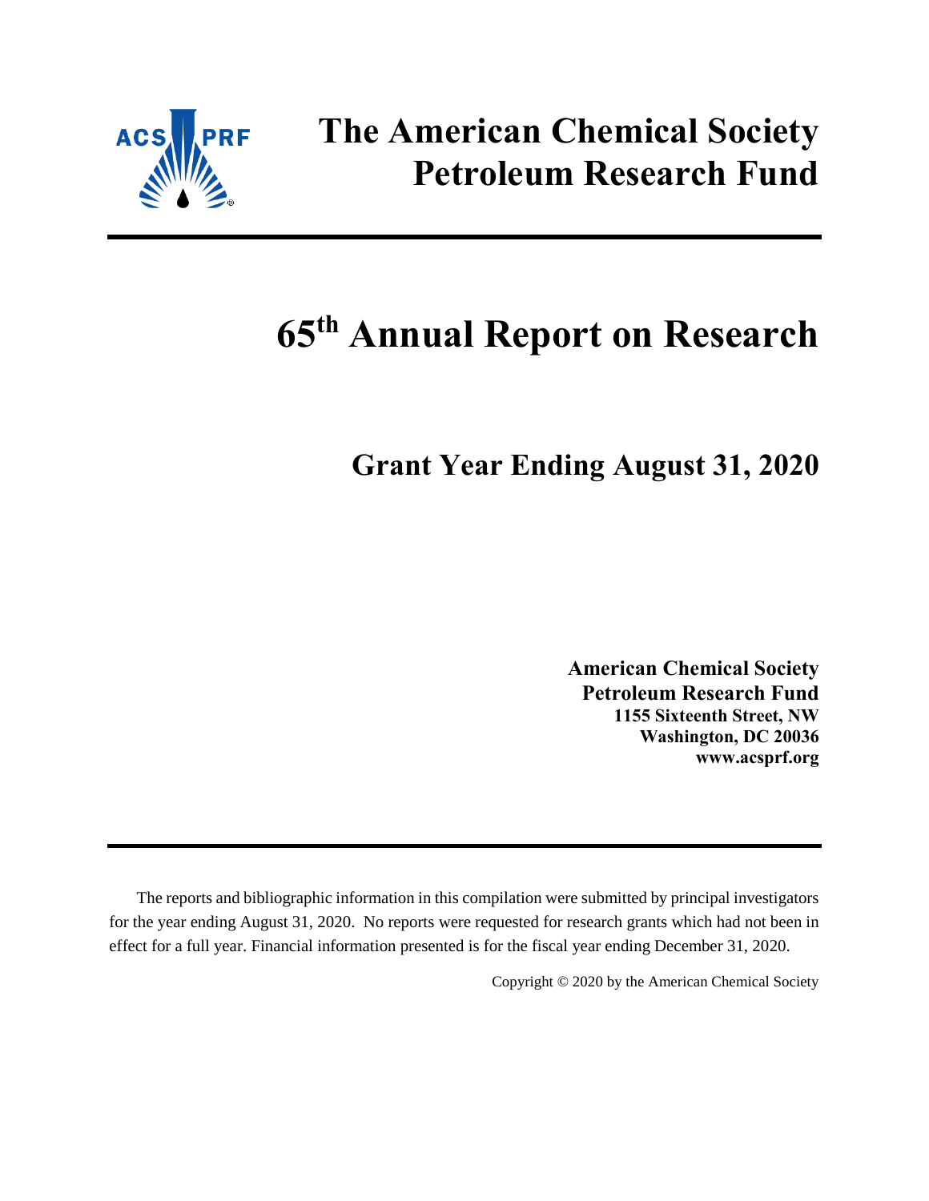# The American Chemical Society Petroleum Research Fund

# 65th Annual Report on Research

## Grant Year Ending August 31, 2020

**American Chemical Society**
**Petroleum Research Fund**
**1155 Sixteenth Street, NW**
**Washington, DC 20036**
**www.acsprf.org**

The reports and bibliographic information in this compilation were submitted by principal investigators for the year ending August 31, 2020. No reports were requested for research grants which had not been in effect for a full year. Financial information presented is for the fiscal year ending December 31, 2020.

Copyright © 2020 by the American Chemical Society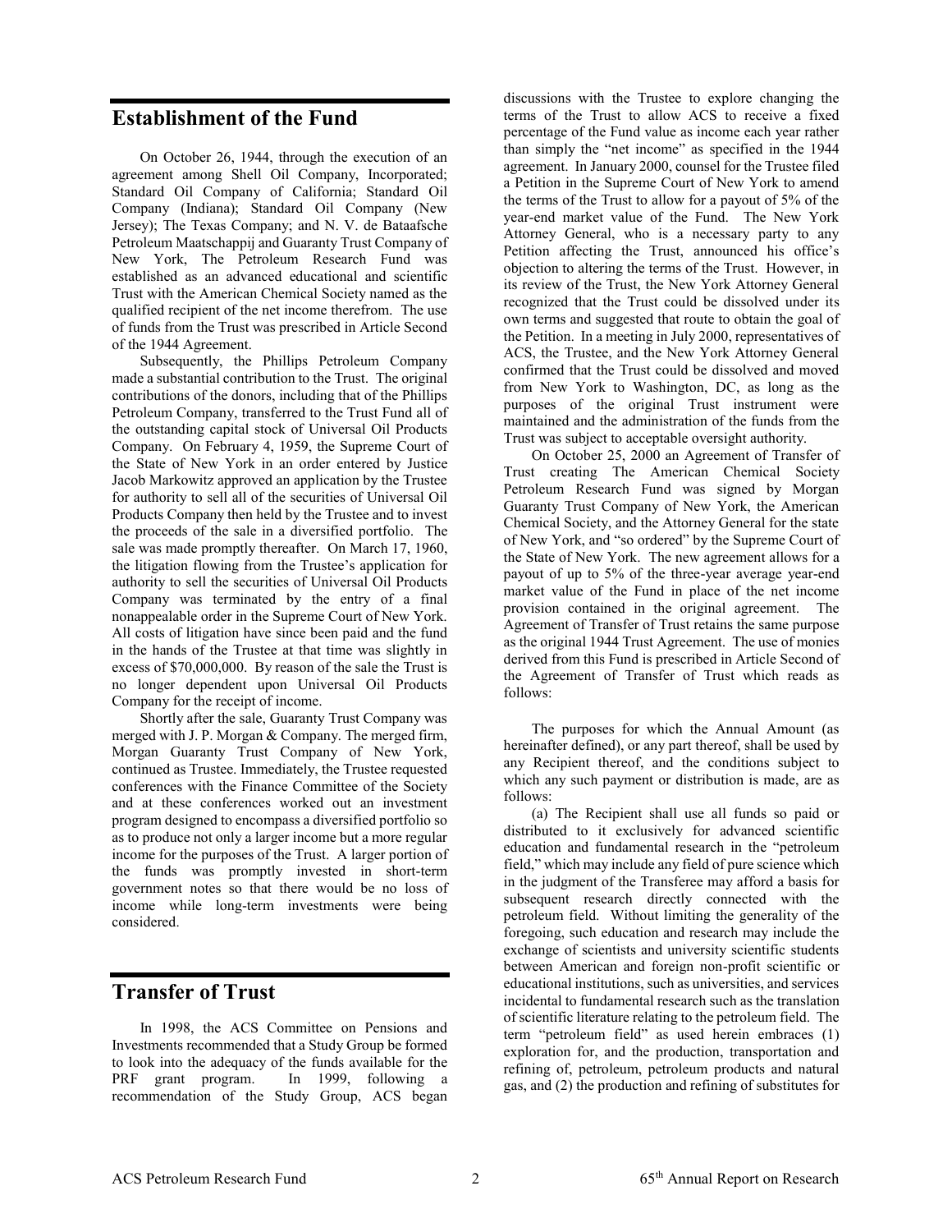## Establishment of the Fund

On October 26, 1944, through the execution of an agreement among Shell Oil Company, Incorporated; Standard Oil Company of California; Standard Oil Company (Indiana); Standard Oil Company (New Jersey); The Texas Company; and N. V. de Bataafsche Petroleum Maatschappij and Guaranty Trust Company of New York, The Petroleum Research Fund was established as an advanced educational and scientific Trust with the American Chemical Society named as the qualified recipient of the net income therefrom. The use of funds from the Trust was prescribed in Article Second of the 1944 Agreement.

Subsequently, the Phillips Petroleum Company made a substantial contribution to the Trust. The original contributions of the donors, including that of the Phillips Petroleum Company, transferred to the Trust Fund all of the outstanding capital stock of Universal Oil Products Company. On February 4, 1959, the Supreme Court of the State of New York in an order entered by Justice Jacob Markowitz approved an application by the Trustee for authority to sell all of the securities of Universal Oil Products Company then held by the Trustee and to invest the proceeds of the sale in a diversified portfolio. The sale was made promptly thereafter. On March 17, 1960, the litigation flowing from the Trustee's application for authority to sell the securities of Universal Oil Products Company was terminated by the entry of a final nonappealable order in the Supreme Court of New York. All costs of litigation have since been paid and the fund in the hands of the Trustee at that time was slightly in excess of $70,000,000. By reason of the sale the Trust is no longer dependent upon Universal Oil Products Company for the receipt of income.

Shortly after the sale, Guaranty Trust Company was merged with J. P. Morgan & Company. The merged firm, Morgan Guaranty Trust Company of New York, continued as Trustee. Immediately, the Trustee requested conferences with the Finance Committee of the Society and at these conferences worked out an investment program designed to encompass a diversified portfolio so as to produce not only a larger income but a more regular income for the purposes of the Trust. A larger portion of the funds was promptly invested in short-term government notes so that there would be no loss of income while long-term investments were being considered.

## Transfer of Trust

In 1998, the ACS Committee on Pensions and Investments recommended that a Study Group be formed to look into the adequacy of the funds available for the PRF grant program. In 1999, following a recommendation of the Study Group, ACS began discussions with the Trustee to explore changing the terms of the Trust to allow ACS to receive a fixed percentage of the Fund value as income each year rather than simply the "net income" as specified in the 1944 agreement. In January 2000, counsel for the Trustee filed a Petition in the Supreme Court of New York to amend the terms of the Trust to allow for a payout of 5% of the year-end market value of the Fund. The New York Attorney General, who is a necessary party to any Petition affecting the Trust, announced his office's objection to altering the terms of the Trust. However, in its review of the Trust, the New York Attorney General recognized that the Trust could be dissolved under its own terms and suggested that route to obtain the goal of the Petition. In a meeting in July 2000, representatives of ACS, the Trustee, and the New York Attorney General confirmed that the Trust could be dissolved and moved from New York to Washington, DC, as long as the purposes of the original Trust instrument were maintained and the administration of the funds from the Trust was subject to acceptable oversight authority.

On October 25, 2000 an Agreement of Transfer of Trust creating The American Chemical Society Petroleum Research Fund was signed by Morgan Guaranty Trust Company of New York, the American Chemical Society, and the Attorney General for the state of New York, and "so ordered" by the Supreme Court of the State of New York. The new agreement allows for a payout of up to 5% of the three-year average year-end market value of the Fund in place of the net income provision contained in the original agreement. The Agreement of Transfer of Trust retains the same purpose as the original 1944 Trust Agreement. The use of monies derived from this Fund is prescribed in Article Second of the Agreement of Transfer of Trust which reads as follows:

The purposes for which the Annual Amount (as hereinafter defined), or any part thereof, shall be used by any Recipient thereof, and the conditions subject to which any such payment or distribution is made, are as follows:

(a) The Recipient shall use all funds so paid or distributed to it exclusively for advanced scientific education and fundamental research in the "petroleum field," which may include any field of pure science which in the judgment of the Transferee may afford a basis for subsequent research directly connected with the petroleum field. Without limiting the generality of the foregoing, such education and research may include the exchange of scientists and university scientific students between American and foreign non-profit scientific or educational institutions, such as universities, and services incidental to fundamental research such as the translation of scientific literature relating to the petroleum field. The term "petroleum field" as used herein embraces (1) exploration for, and the production, transportation and refining of, petroleum, petroleum products and natural gas, and (2) the production and refining of substitutes for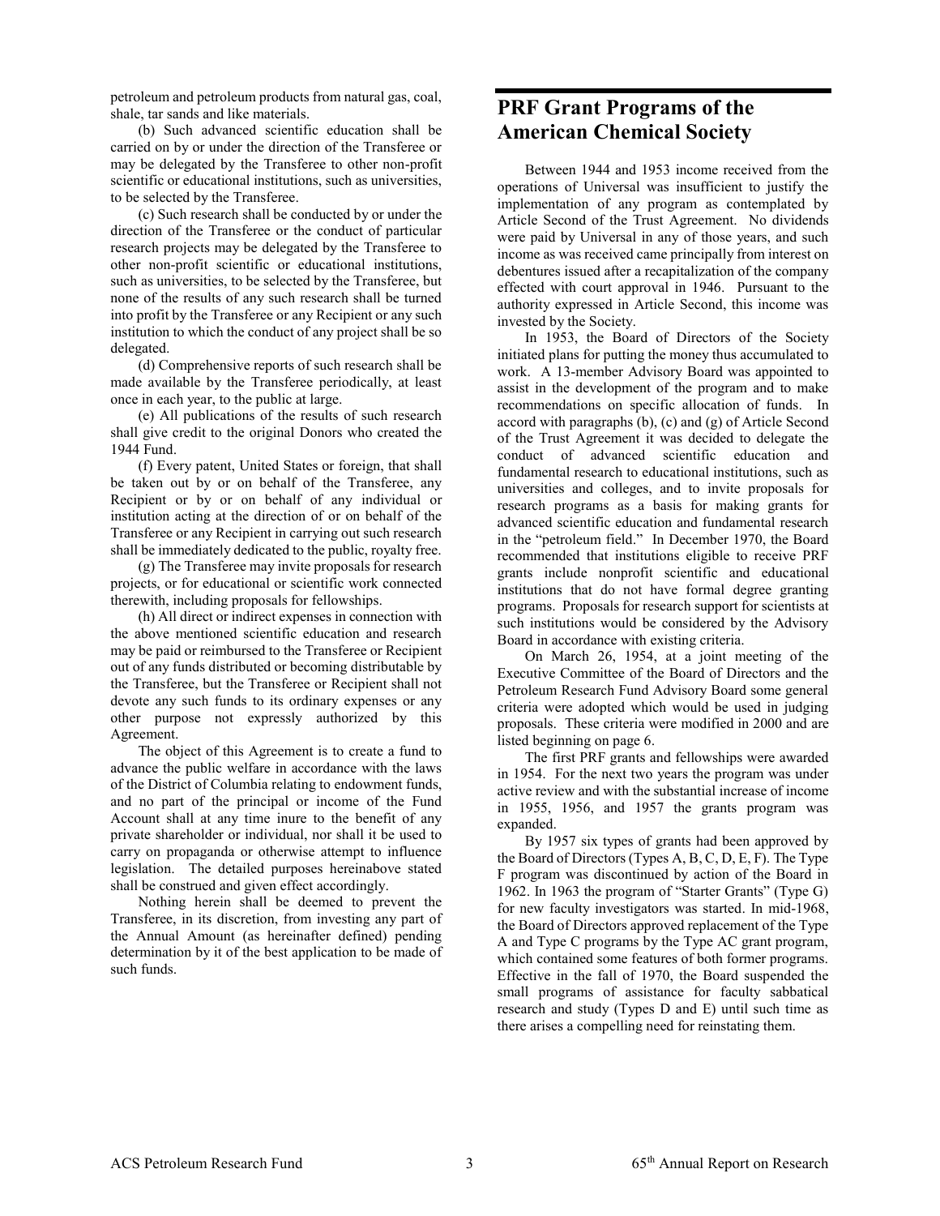petroleum and petroleum products from natural gas, coal, shale, tar sands and like materials.

(b) Such advanced scientific education shall be carried on by or under the direction of the Transferee or may be delegated by the Transferee to other non-profit scientific or educational institutions, such as universities, to be selected by the Transferee.

(c) Such research shall be conducted by or under the direction of the Transferee or the conduct of particular research projects may be delegated by the Transferee to other non-profit scientific or educational institutions, such as universities, to be selected by the Transferee, but none of the results of any such research shall be turned into profit by the Transferee or any Recipient or any such institution to which the conduct of any project shall be so delegated.

(d) Comprehensive reports of such research shall be made available by the Transferee periodically, at least once in each year, to the public at large.

(e) All publications of the results of such research shall give credit to the original Donors who created the 1944 Fund.

(f) Every patent, United States or foreign, that shall be taken out by or on behalf of the Transferee, any Recipient or by or on behalf of any individual or institution acting at the direction of or on behalf of the Transferee or any Recipient in carrying out such research shall be immediately dedicated to the public, royalty free.

(g) The Transferee may invite proposals for research projects, or for educational or scientific work connected therewith, including proposals for fellowships.

(h) All direct or indirect expenses in connection with the above mentioned scientific education and research may be paid or reimbursed to the Transferee or Recipient out of any funds distributed or becoming distributable by the Transferee, but the Transferee or Recipient shall not devote any such funds to its ordinary expenses or any other purpose not expressly authorized by this Agreement.

The object of this Agreement is to create a fund to advance the public welfare in accordance with the laws of the District of Columbia relating to endowment funds, and no part of the principal or income of the Fund Account shall at any time inure to the benefit of any private shareholder or individual, nor shall it be used to carry on propaganda or otherwise attempt to influence legislation. The detailed purposes hereinabove stated shall be construed and given effect accordingly.

Nothing herein shall be deemed to prevent the Transferee, in its discretion, from investing any part of the Annual Amount (as hereinafter defined) pending determination by it of the best application to be made of such funds.

# PRF Grant Programs of the American Chemical Society

Between 1944 and 1953 income received from the operations of Universal was insufficient to justify the implementation of any program as contemplated by Article Second of the Trust Agreement. No dividends were paid by Universal in any of those years, and such income as was received came principally from interest on debentures issued after a recapitalization of the company effected with court approval in 1946. Pursuant to the authority expressed in Article Second, this income was invested by the Society.

In 1953, the Board of Directors of the Society initiated plans for putting the money thus accumulated to work. A 13-member Advisory Board was appointed to assist in the development of the program and to make recommendations on specific allocation of funds. In accord with paragraphs (b), (c) and (g) of Article Second of the Trust Agreement it was decided to delegate the conduct of advanced scientific education and fundamental research to educational institutions, such as universities and colleges, and to invite proposals for research programs as a basis for making grants for advanced scientific education and fundamental research in the "petroleum field." In December 1970, the Board recommended that institutions eligible to receive PRF grants include nonprofit scientific and educational institutions that do not have formal degree granting programs. Proposals for research support for scientists at such institutions would be considered by the Advisory Board in accordance with existing criteria.

On March 26, 1954, at a joint meeting of the Executive Committee of the Board of Directors and the Petroleum Research Fund Advisory Board some general criteria were adopted which would be used in judging proposals. These criteria were modified in 2000 and are listed beginning on page 6.

The first PRF grants and fellowships were awarded in 1954. For the next two years the program was under active review and with the substantial increase of income in 1955, 1956, and 1957 the grants program was expanded.

By 1957 six types of grants had been approved by the Board of Directors (Types A, B, C, D, E, F). The Type F program was discontinued by action of the Board in 1962. In 1963 the program of "Starter Grants" (Type G) for new faculty investigators was started. In mid-1968, the Board of Directors approved replacement of the Type A and Type C programs by the Type AC grant program, which contained some features of both former programs. Effective in the fall of 1970, the Board suspended the small programs of assistance for faculty sabbatical research and study (Types D and E) until such time as there arises a compelling need for reinstating them.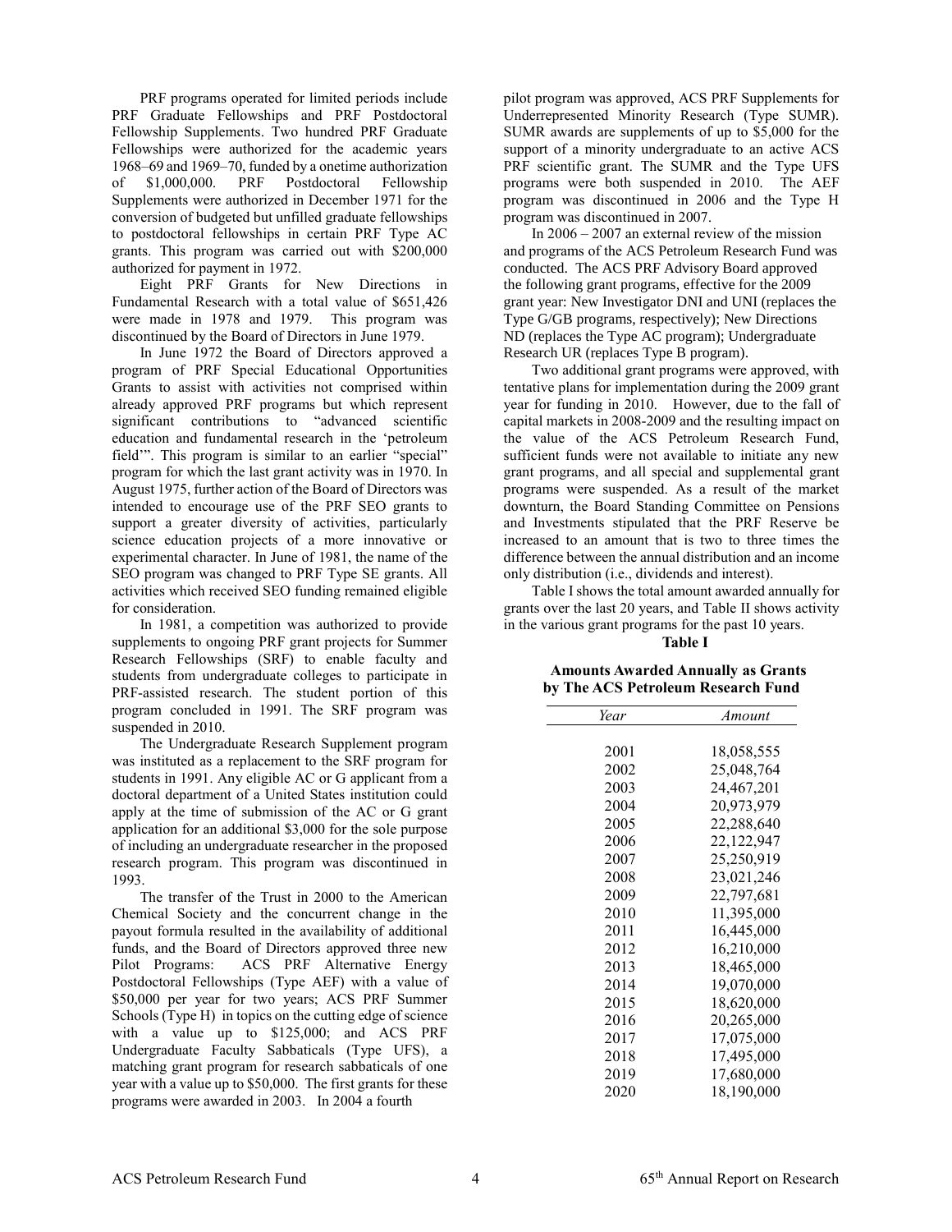PRF programs operated for limited periods include PRF Graduate Fellowships and PRF Postdoctoral Fellowship Supplements. Two hundred PRF Graduate Fellowships were authorized for the academic years 1968–69 and 1969–70, funded by a onetime authorization of $1,000,000. PRF Postdoctoral Fellowship Supplements were authorized in December 1971 for the conversion of budgeted but unfilled graduate fellowships to postdoctoral fellowships in certain PRF Type AC grants. This program was carried out with $200,000 authorized for payment in 1972.

Eight PRF Grants for New Directions in Fundamental Research with a total value of $651,426 were made in 1978 and 1979. This program was discontinued by the Board of Directors in June 1979.

In June 1972 the Board of Directors approved a program of PRF Special Educational Opportunities Grants to assist with activities not comprised within already approved PRF programs but which represent significant contributions to "advanced scientific education and fundamental research in the 'petroleum field'". This program is similar to an earlier "special" program for which the last grant activity was in 1970. In August 1975, further action of the Board of Directors was intended to encourage use of the PRF SEO grants to support a greater diversity of activities, particularly science education projects of a more innovative or experimental character. In June of 1981, the name of the SEO program was changed to PRF Type SE grants. All activities which received SEO funding remained eligible for consideration.

In 1981, a competition was authorized to provide supplements to ongoing PRF grant projects for Summer Research Fellowships (SRF) to enable faculty and students from undergraduate colleges to participate in PRF-assisted research. The student portion of this program concluded in 1991. The SRF program was suspended in 2010.

The Undergraduate Research Supplement program was instituted as a replacement to the SRF program for students in 1991. Any eligible AC or G applicant from a doctoral department of a United States institution could apply at the time of submission of the AC or G grant application for an additional $3,000 for the sole purpose of including an undergraduate researcher in the proposed research program. This program was discontinued in 1993.

The transfer of the Trust in 2000 to the American Chemical Society and the concurrent change in the payout formula resulted in the availability of additional funds, and the Board of Directors approved three new Pilot Programs: ACS PRF Alternative Energy Postdoctoral Fellowships (Type AEF) with a value of $50,000 per year for two years; ACS PRF Summer Schools (Type H) in topics on the cutting edge of science with a value up to $125,000; and ACS PRF Undergraduate Faculty Sabbaticals (Type UFS), a matching grant program for research sabbaticals of one year with a value up to $50,000. The first grants for these programs were awarded in 2003. In 2004 a fourth pilot program was approved, ACS PRF Supplements for Underrepresented Minority Research (Type SUMR). SUMR awards are supplements of up to $5,000 for the support of a minority undergraduate to an active ACS PRF scientific grant. The SUMR and the Type UFS programs were both suspended in 2010. The AEF program was discontinued in 2006 and the Type H program was discontinued in 2007.

In 2006 – 2007 an external review of the mission and programs of the ACS Petroleum Research Fund was conducted. The ACS PRF Advisory Board approved the following grant programs, effective for the 2009 grant year: New Investigator DNI and UNI (replaces the Type G/GB programs, respectively); New Directions ND (replaces the Type AC program); Undergraduate Research UR (replaces Type B program).

Two additional grant programs were approved, with tentative plans for implementation during the 2009 grant year for funding in 2010. However, due to the fall of capital markets in 2008-2009 and the resulting impact on the value of the ACS Petroleum Research Fund, sufficient funds were not available to initiate any new grant programs, and all special and supplemental grant programs were suspended. As a result of the market downturn, the Board Standing Committee on Pensions and Investments stipulated that the PRF Reserve be increased to an amount that is two to three times the difference between the annual distribution and an income only distribution (i.e., dividends and interest).

Table I shows the total amount awarded annually for grants over the last 20 years, and Table II shows activity in the various grant programs for the past 10 years.

**Table I**

**Amounts Awarded Annually as Grants by The ACS Petroleum Research Fund**

| *Year* | *Amount* |
|---|---|
| 2001 | 18,058,555 |
| 2002 | 25,048,764 |
| 2003 | 24,467,201 |
| 2004 | 20,973,979 |
| 2005 | 22,288,640 |
| 2006 | 22,122,947 |
| 2007 | 25,250,919 |
| 2008 | 23,021,246 |
| 2009 | 22,797,681 |
| 2010 | 11,395,000 |
| 2011 | 16,445,000 |
| 2012 | 16,210,000 |
| 2013 | 18,465,000 |
| 2014 | 19,070,000 |
| 2015 | 18,620,000 |
| 2016 | 20,265,000 |
| 2017 | 17,075,000 |
| 2018 | 17,495,000 |
| 2019 | 17,680,000 |
| 2020 | 18,190,000 |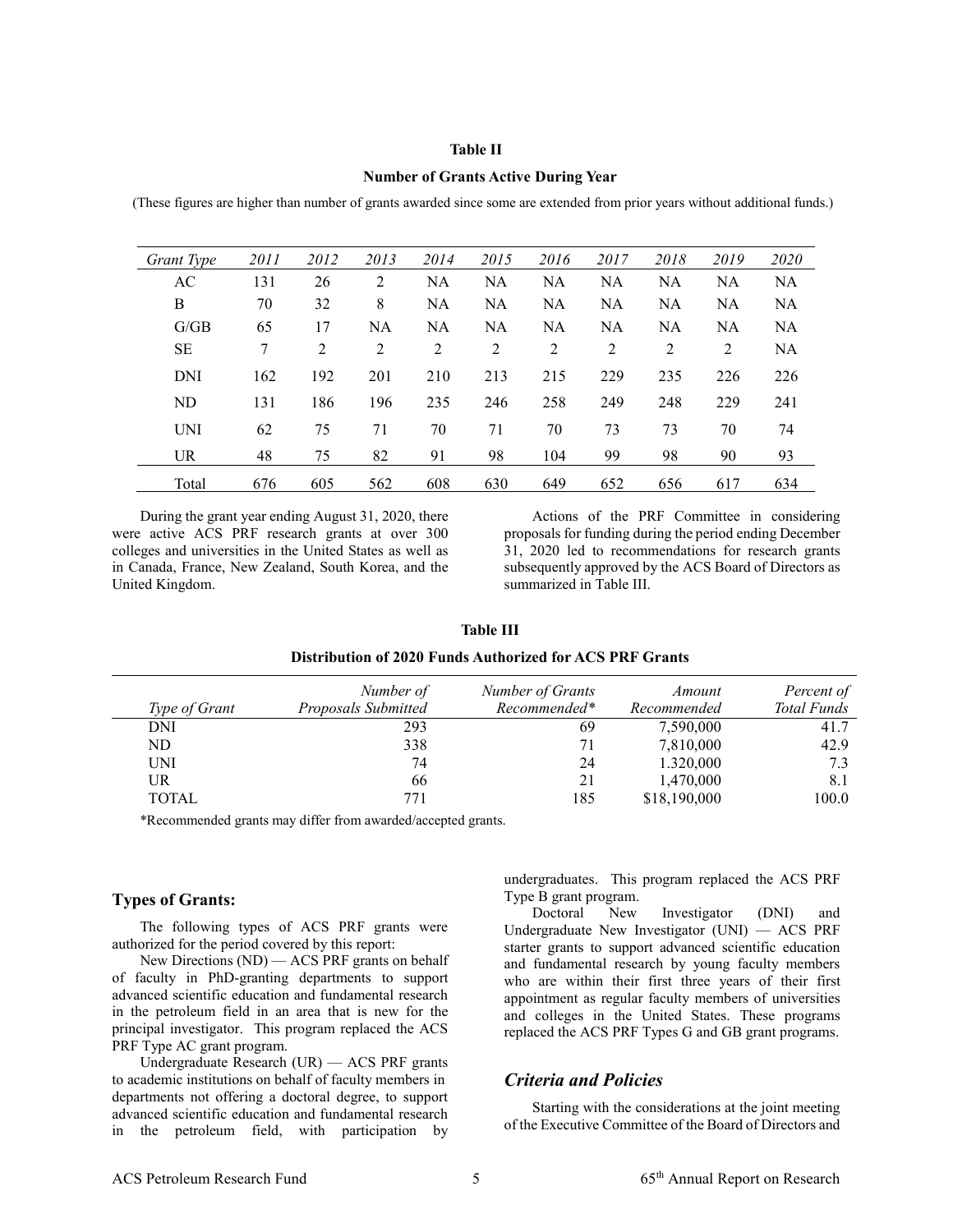**Table II**

**Number of Grants Active During Year**

(These figures are higher than number of grants awarded since some are extended from prior years without additional funds.)

| *Grant Type* | *2011* | *2012* | *2013* | *2014* | *2015* | *2016* | *2017* | *2018* | *2019* | *2020* |
|---|---|---|---|---|---|---|---|---|---|---|
| AC | 131 | 26 | 2 | NA | NA | NA | NA | NA | NA | NA |
| B | 70 | 32 | 8 | NA | NA | NA | NA | NA | NA | NA |
| G/GB | 65 | 17 | NA | NA | NA | NA | NA | NA | NA | NA |
| SE | 7 | 2 | 2 | 2 | 2 | 2 | 2 | 2 | 2 | NA |
| DNI | 162 | 192 | 201 | 210 | 213 | 215 | 229 | 235 | 226 | 226 |
| ND | 131 | 186 | 196 | 235 | 246 | 258 | 249 | 248 | 229 | 241 |
| UNI | 62 | 75 | 71 | 70 | 71 | 70 | 73 | 73 | 70 | 74 |
| UR | 48 | 75 | 82 | 91 | 98 | 104 | 99 | 98 | 90 | 93 |
| Total | 676 | 605 | 562 | 608 | 630 | 649 | 652 | 656 | 617 | 634 |

During the grant year ending August 31, 2020, there were active ACS PRF research grants at over 300 colleges and universities in the United States as well as in Canada, France, New Zealand, South Korea, and the United Kingdom.

Actions of the PRF Committee in considering proposals for funding during the period ending December 31, 2020 led to recommendations for research grants subsequently approved by the ACS Board of Directors as summarized in Table III.

**Table III**

**Distribution of 2020 Funds Authorized for ACS PRF Grants**

| *Type of Grant* | *Number of Proposals Submitted* | *Number of Grants Recommended** | *Amount Recommended* | *Percent of Total Funds* |
|---|---|---|---|---|
| DNI | 293 | 69 | 7,590,000 | 41.7 |
| ND | 338 | 71 | 7,810,000 | 42.9 |
| UNI | 74 | 24 | 1.320,000 | 7.3 |
| UR | 66 | 21 | 1,470,000 | 8.1 |
| TOTAL | 771 | 185 | $18,190,000 | 100.0 |

*Recommended grants may differ from awarded/accepted grants.

## Types of Grants:

The following types of ACS PRF grants were authorized for the period covered by this report:

New Directions (ND) — ACS PRF grants on behalf of faculty in PhD-granting departments to support advanced scientific education and fundamental research in the petroleum field in an area that is new for the principal investigator. This program replaced the ACS PRF Type AC grant program.

Undergraduate Research (UR) — ACS PRF grants to academic institutions on behalf of faculty members in departments not offering a doctoral degree, to support advanced scientific education and fundamental research in the petroleum field, with participation by undergraduates. This program replaced the ACS PRF Type B grant program.

Doctoral New Investigator (DNI) and Undergraduate New Investigator (UNI) — ACS PRF starter grants to support advanced scientific education and fundamental research by young faculty members who are within their first three years of their first appointment as regular faculty members of universities and colleges in the United States. These programs replaced the ACS PRF Types G and GB grant programs.

## *Criteria and Policies*

Starting with the considerations at the joint meeting of the Executive Committee of the Board of Directors and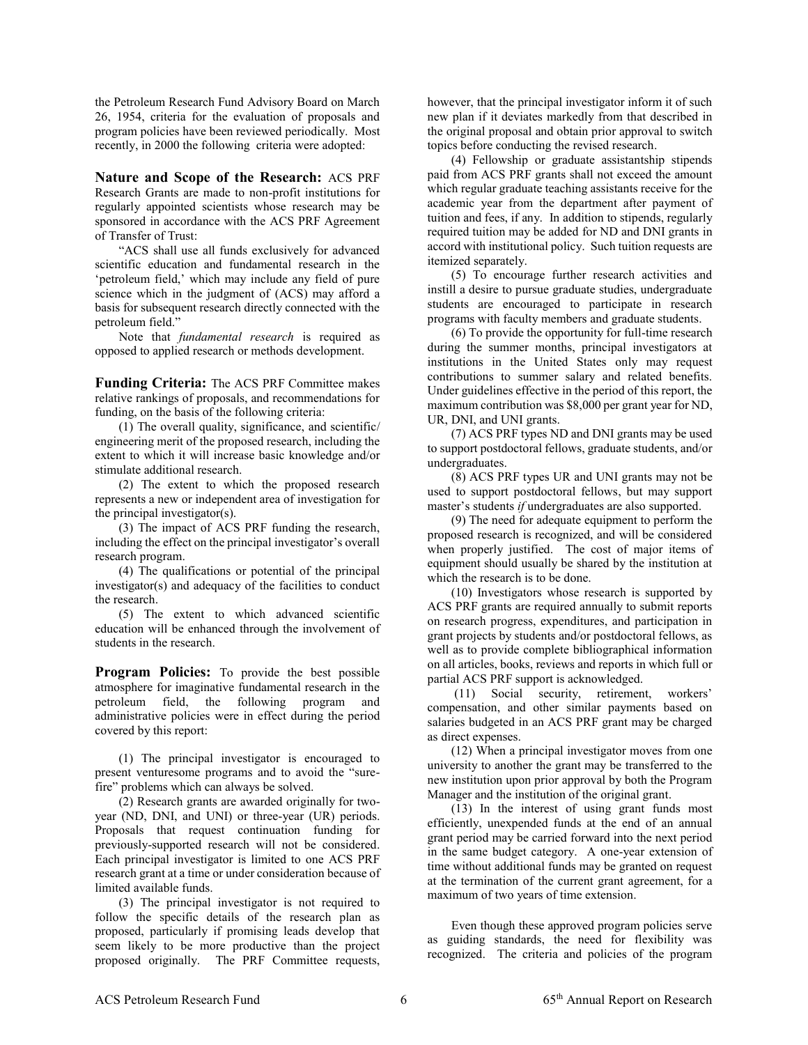the Petroleum Research Fund Advisory Board on March 26, 1954, criteria for the evaluation of proposals and program policies have been reviewed periodically. Most recently, in 2000 the following criteria were adopted:

**Nature and Scope of the Research:** ACS PRF Research Grants are made to non-profit institutions for regularly appointed scientists whose research may be sponsored in accordance with the ACS PRF Agreement of Transfer of Trust:

"ACS shall use all funds exclusively for advanced scientific education and fundamental research in the 'petroleum field,' which may include any field of pure science which in the judgment of (ACS) may afford a basis for subsequent research directly connected with the petroleum field."

Note that *fundamental research* is required as opposed to applied research or methods development.

**Funding Criteria:** The ACS PRF Committee makes relative rankings of proposals, and recommendations for funding, on the basis of the following criteria:

(1) The overall quality, significance, and scientific/engineering merit of the proposed research, including the extent to which it will increase basic knowledge and/or stimulate additional research.

(2) The extent to which the proposed research represents a new or independent area of investigation for the principal investigator(s).

(3) The impact of ACS PRF funding the research, including the effect on the principal investigator's overall research program.

(4) The qualifications or potential of the principal investigator(s) and adequacy of the facilities to conduct the research.

(5) The extent to which advanced scientific education will be enhanced through the involvement of students in the research.

**Program Policies:** To provide the best possible atmosphere for imaginative fundamental research in the petroleum field, the following program and administrative policies were in effect during the period covered by this report:

(1) The principal investigator is encouraged to present venturesome programs and to avoid the "sure-fire" problems which can always be solved.

(2) Research grants are awarded originally for two-year (ND, DNI, and UNI) or three-year (UR) periods. Proposals that request continuation funding for previously-supported research will not be considered. Each principal investigator is limited to one ACS PRF research grant at a time or under consideration because of limited available funds.

(3) The principal investigator is not required to follow the specific details of the research plan as proposed, particularly if promising leads develop that seem likely to be more productive than the project proposed originally. The PRF Committee requests, however, that the principal investigator inform it of such new plan if it deviates markedly from that described in the original proposal and obtain prior approval to switch topics before conducting the revised research.

(4) Fellowship or graduate assistantship stipends paid from ACS PRF grants shall not exceed the amount which regular graduate teaching assistants receive for the academic year from the department after payment of tuition and fees, if any. In addition to stipends, regularly required tuition may be added for ND and DNI grants in accord with institutional policy. Such tuition requests are itemized separately.

(5) To encourage further research activities and instill a desire to pursue graduate studies, undergraduate students are encouraged to participate in research programs with faculty members and graduate students.

(6) To provide the opportunity for full-time research during the summer months, principal investigators at institutions in the United States only may request contributions to summer salary and related benefits. Under guidelines effective in the period of this report, the maximum contribution was $8,000 per grant year for ND, UR, DNI, and UNI grants.

(7) ACS PRF types ND and DNI grants may be used to support postdoctoral fellows, graduate students, and/or undergraduates.

(8) ACS PRF types UR and UNI grants may not be used to support postdoctoral fellows, but may support master's students *if* undergraduates are also supported.

(9) The need for adequate equipment to perform the proposed research is recognized, and will be considered when properly justified. The cost of major items of equipment should usually be shared by the institution at which the research is to be done.

(10) Investigators whose research is supported by ACS PRF grants are required annually to submit reports on research progress, expenditures, and participation in grant projects by students and/or postdoctoral fellows, as well as to provide complete bibliographical information on all articles, books, reviews and reports in which full or partial ACS PRF support is acknowledged.

(11) Social security, retirement, workers' compensation, and other similar payments based on salaries budgeted in an ACS PRF grant may be charged as direct expenses.

(12) When a principal investigator moves from one university to another the grant may be transferred to the new institution upon prior approval by both the Program Manager and the institution of the original grant.

(13) In the interest of using grant funds most efficiently, unexpended funds at the end of an annual grant period may be carried forward into the next period in the same budget category. A one-year extension of time without additional funds may be granted on request at the termination of the current grant agreement, for a maximum of two years of time extension.

Even though these approved program policies serve as guiding standards, the need for flexibility was recognized. The criteria and policies of the program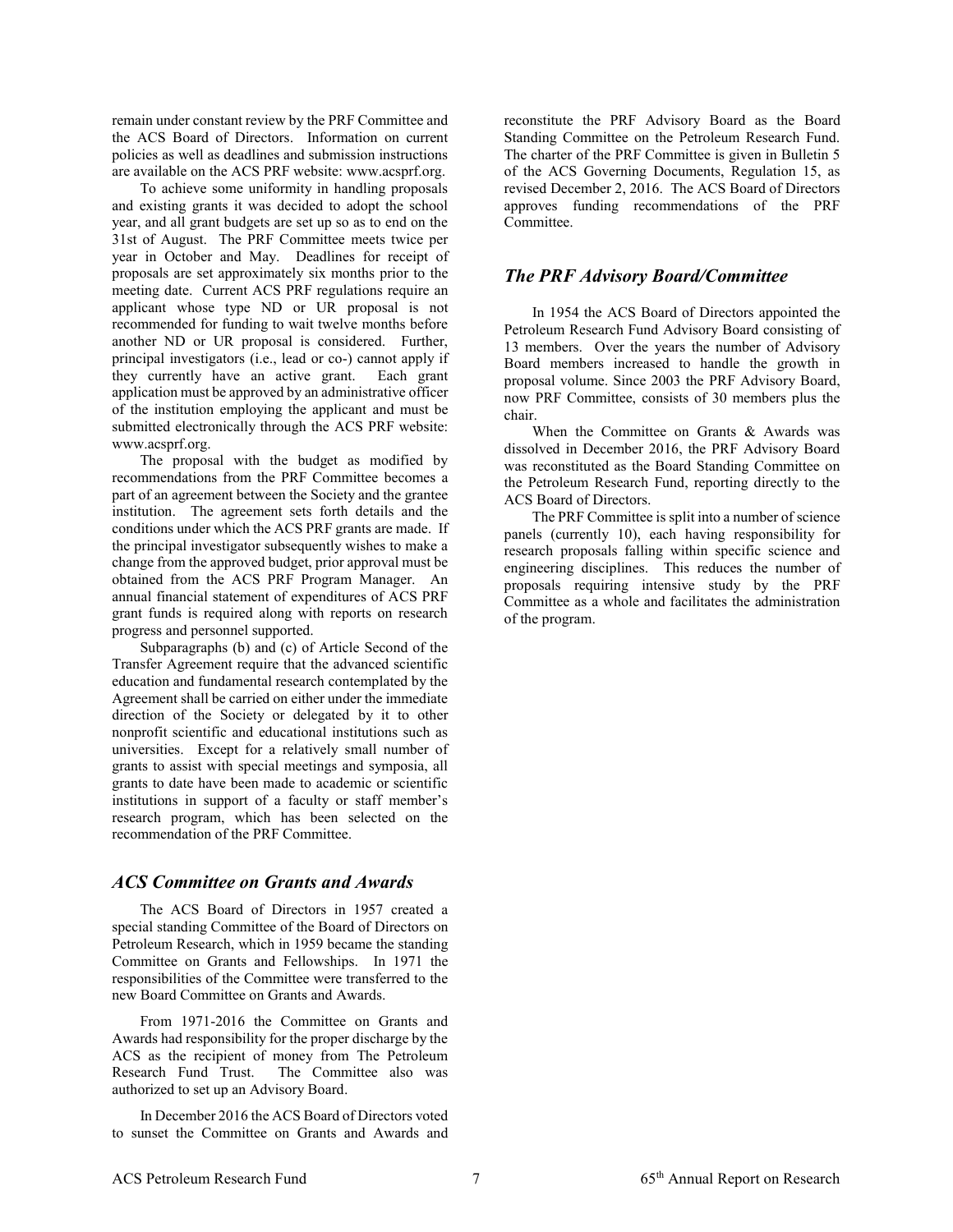remain under constant review by the PRF Committee and the ACS Board of Directors. Information on current policies as well as deadlines and submission instructions are available on the ACS PRF website: www.acsprf.org.

To achieve some uniformity in handling proposals and existing grants it was decided to adopt the school year, and all grant budgets are set up so as to end on the 31st of August. The PRF Committee meets twice per year in October and May. Deadlines for receipt of proposals are set approximately six months prior to the meeting date. Current ACS PRF regulations require an applicant whose type ND or UR proposal is not recommended for funding to wait twelve months before another ND or UR proposal is considered. Further, principal investigators (i.e., lead or co-) cannot apply if they currently have an active grant. Each grant application must be approved by an administrative officer of the institution employing the applicant and must be submitted electronically through the ACS PRF website: www.acsprf.org.

The proposal with the budget as modified by recommendations from the PRF Committee becomes a part of an agreement between the Society and the grantee institution. The agreement sets forth details and the conditions under which the ACS PRF grants are made. If the principal investigator subsequently wishes to make a change from the approved budget, prior approval must be obtained from the ACS PRF Program Manager. An annual financial statement of expenditures of ACS PRF grant funds is required along with reports on research progress and personnel supported.

Subparagraphs (b) and (c) of Article Second of the Transfer Agreement require that the advanced scientific education and fundamental research contemplated by the Agreement shall be carried on either under the immediate direction of the Society or delegated by it to other nonprofit scientific and educational institutions such as universities. Except for a relatively small number of grants to assist with special meetings and symposia, all grants to date have been made to academic or scientific institutions in support of a faculty or staff member's research program, which has been selected on the recommendation of the PRF Committee.

## *ACS Committee on Grants and Awards*

The ACS Board of Directors in 1957 created a special standing Committee of the Board of Directors on Petroleum Research, which in 1959 became the standing Committee on Grants and Fellowships. In 1971 the responsibilities of the Committee were transferred to the new Board Committee on Grants and Awards.

From 1971-2016 the Committee on Grants and Awards had responsibility for the proper discharge by the ACS as the recipient of money from The Petroleum Research Fund Trust. The Committee also was authorized to set up an Advisory Board.

In December 2016 the ACS Board of Directors voted to sunset the Committee on Grants and Awards and reconstitute the PRF Advisory Board as the Board Standing Committee on the Petroleum Research Fund. The charter of the PRF Committee is given in Bulletin 5 of the ACS Governing Documents, Regulation 15, as revised December 2, 2016. The ACS Board of Directors approves funding recommendations of the PRF Committee.

## *The PRF Advisory Board/Committee*

In 1954 the ACS Board of Directors appointed the Petroleum Research Fund Advisory Board consisting of 13 members. Over the years the number of Advisory Board members increased to handle the growth in proposal volume. Since 2003 the PRF Advisory Board, now PRF Committee, consists of 30 members plus the chair.

When the Committee on Grants & Awards was dissolved in December 2016, the PRF Advisory Board was reconstituted as the Board Standing Committee on the Petroleum Research Fund, reporting directly to the ACS Board of Directors.

The PRF Committee is split into a number of science panels (currently 10), each having responsibility for research proposals falling within specific science and engineering disciplines. This reduces the number of proposals requiring intensive study by the PRF Committee as a whole and facilitates the administration of the program.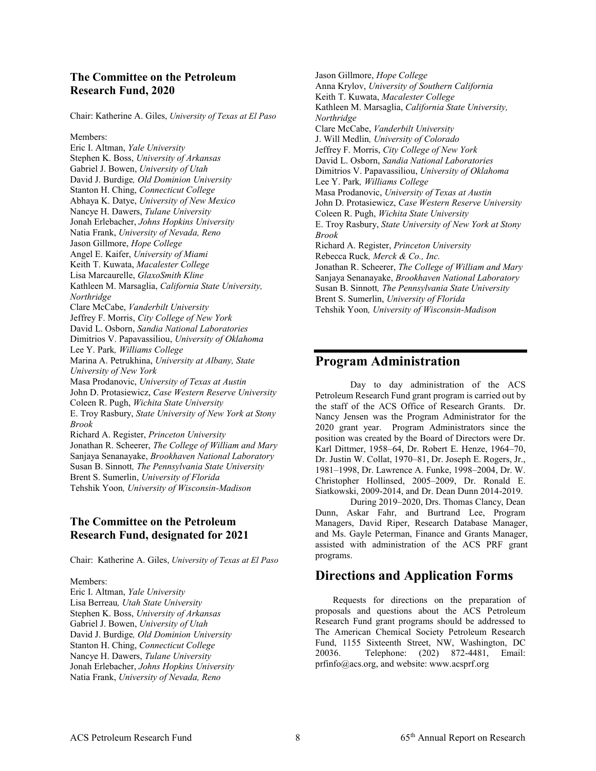### The Committee on the Petroleum Research Fund, 2020

Chair: Katherine A. Giles, *University of Texas at El Paso*

Members:
Eric I. Altman, *Yale University*
Stephen K. Boss, *University of Arkansas*
Gabriel J. Bowen, *University of Utah*
David J. Burdige*, Old Dominion University*
Stanton H. Ching, *Connecticut College*
Abhaya K. Datye, *University of New Mexico*
Nancye H. Dawers, *Tulane University*
Jonah Erlebacher, *Johns Hopkins University*
Natia Frank, *University of Nevada, Reno*
Jason Gillmore, *Hope College*
Angel E. Kaifer, *University of Miami*
Keith T. Kuwata, *Macalester College*
Lisa Marcaurelle, *GlaxoSmith Kline*
Kathleen M. Marsaglia, *California State University, Northridge*
Clare McCabe, *Vanderbilt University*
Jeffrey F. Morris, *City College of New York*
David L. Osborn, *Sandia National Laboratories*
Dimitrios V. Papavassiliou, *University of Oklahoma*
Lee Y. Park*, Williams College*
Marina A. Petrukhina, *University at Albany, State University of New York*
Masa Prodanovic, *University of Texas at Austin*
John D. Protasiewicz, *Case Western Reserve University*
Coleen R. Pugh, *Wichita State University*
E. Troy Rasbury, *State University of New York at Stony Brook*
Richard A. Register, *Princeton University*
Jonathan R. Scheerer, *The College of William and Mary*
Sanjaya Senanayake, *Brookhaven National Laboratory*
Susan B. Sinnott*, The Pennsylvania State University*
Brent S. Sumerlin, *University of Florida*
Tehshik Yoon*, University of Wisconsin-Madison*

### The Committee on the Petroleum Research Fund, designated for 2021

Chair: Katherine A. Giles, *University of Texas at El Paso*

Members:
Eric I. Altman, *Yale University*
Lisa Berreau*, Utah State University*
Stephen K. Boss, *University of Arkansas*
Gabriel J. Bowen, *University of Utah*
David J. Burdige*, Old Dominion University*
Stanton H. Ching, *Connecticut College*
Nancye H. Dawers, *Tulane University*
Jonah Erlebacher, *Johns Hopkins University*
Natia Frank, *University of Nevada, Reno*
Jason Gillmore, *Hope College*
Anna Krylov, *University of Southern California*
Keith T. Kuwata, *Macalester College*
Kathleen M. Marsaglia, *California State University, Northridge*
Clare McCabe, *Vanderbilt University*
J. Will Medlin*, University of Colorado*
Jeffrey F. Morris, *City College of New York*
David L. Osborn, *Sandia National Laboratories*
Dimitrios V. Papavassiliou, *University of Oklahoma*
Lee Y. Park*, Williams College*
Masa Prodanovic, *University of Texas at Austin*
John D. Protasiewicz, *Case Western Reserve University*
Coleen R. Pugh, *Wichita State University*
E. Troy Rasbury, *State University of New York at Stony Brook*
Richard A. Register, *Princeton University*
Rebecca Ruck*, Merck & Co., Inc.*
Jonathan R. Scheerer, *The College of William and Mary*
Sanjaya Senanayake, *Brookhaven National Laboratory*
Susan B. Sinnott*, The Pennsylvania State University*
Brent S. Sumerlin, *University of Florida*
Tehshik Yoon*, University of Wisconsin-Madison*

## Program Administration

Day to day administration of the ACS Petroleum Research Fund grant program is carried out by the staff of the ACS Office of Research Grants. Dr. Nancy Jensen was the Program Administrator for the 2020 grant year. Program Administrators since the position was created by the Board of Directors were Dr. Karl Dittmer, 1958–64, Dr. Robert E. Henze, 1964–70, Dr. Justin W. Collat, 1970–81, Dr. Joseph E. Rogers, Jr., 1981–1998, Dr. Lawrence A. Funke, 1998–2004, Dr. W. Christopher Hollinsed, 2005–2009, Dr. Ronald E. Siatkowski, 2009-2014, and Dr. Dean Dunn 2014-2019.

During 2019–2020, Drs. Thomas Clancy, Dean Dunn, Askar Fahr, and Burtrand Lee, Program Managers, David Riper, Research Database Manager, and Ms. Gayle Peterman, Finance and Grants Manager, assisted with administration of the ACS PRF grant programs.

## Directions and Application Forms

Requests for directions on the preparation of proposals and questions about the ACS Petroleum Research Fund grant programs should be addressed to The American Chemical Society Petroleum Research Fund, 1155 Sixteenth Street, NW, Washington, DC 20036. Telephone: (202) 872-4481, Email: prfinfo@acs.org, and website: www.acsprf.org